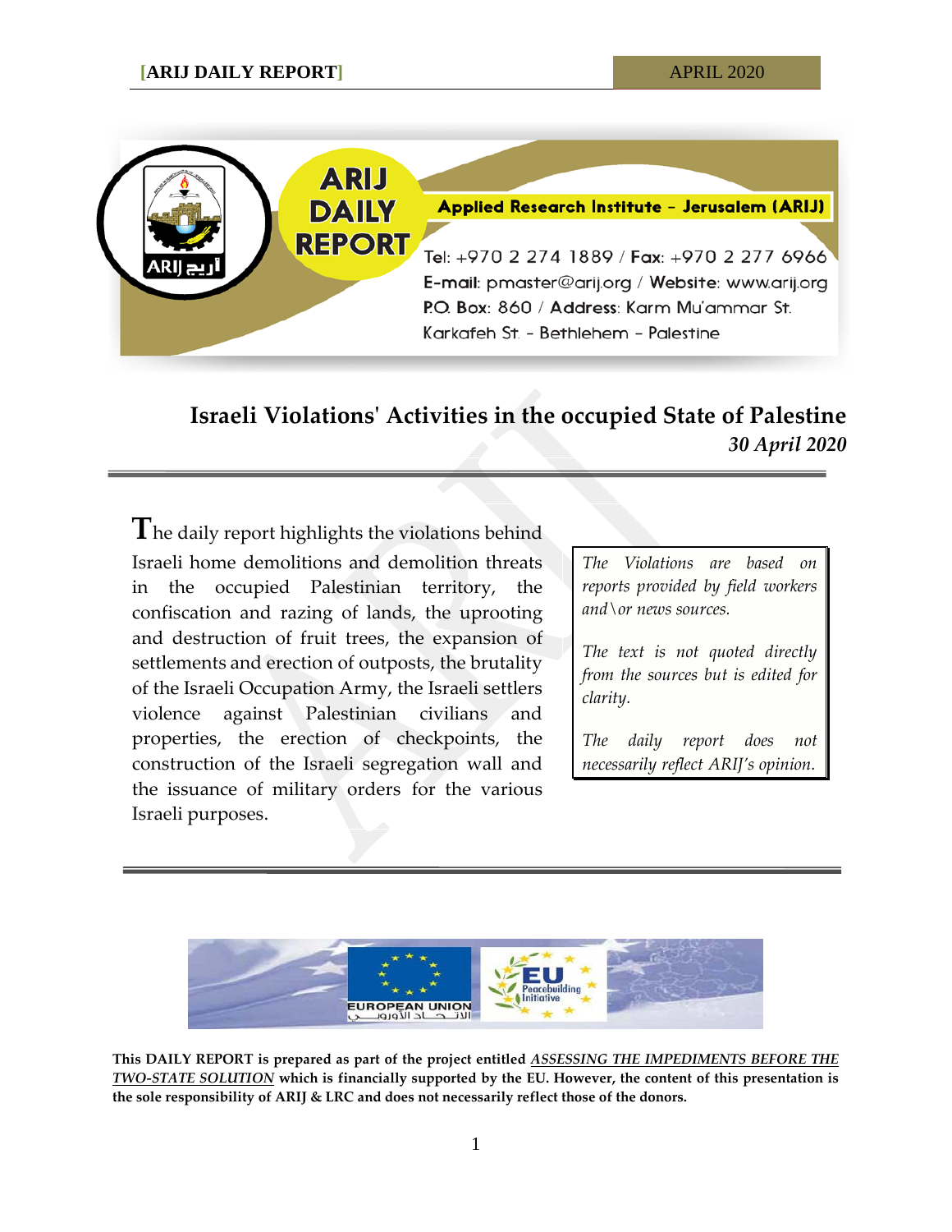Applied Research Institute - Jerusalem (ARIJ)

Tel: +970 2 274 1889 / Fax: +970 2 277 6966
E-mail: pmaster@arij.org / Website: www.arij.org
P.O. Box: 860 / Address: Karm Mu'ammar St.
Karkafeh St. - Bethlehem - Palestine

# Israeli Violations' Activities in the occupied State of Palestine

***30 April 2020***

The daily report highlights the violations behind Israeli home demolitions and demolition threats in the occupied Palestinian territory, the confiscation and razing of lands, the uprooting and destruction of fruit trees, the expansion of settlements and erection of outposts, the brutality of the Israeli Occupation Army, the Israeli settlers violence against Palestinian civilians and properties, the erection of checkpoints, the construction of the Israeli segregation wall and the issuance of military orders for the various Israeli purposes.

*The Violations are based on reports provided by field workers and\or news sources.*

*The text is not quoted directly from the sources but is edited for clarity.*

*The daily report does not necessarily reflect ARIJ's opinion.*

**This DAILY REPORT is prepared as part of the project entitled *ASSESSING THE IMPEDIMENTS BEFORE THE TWO-STATE SOLUTION* which is financially supported by the EU. However, the content of this presentation is the sole responsibility of ARIJ & LRC and does not necessarily reflect those of the donors.**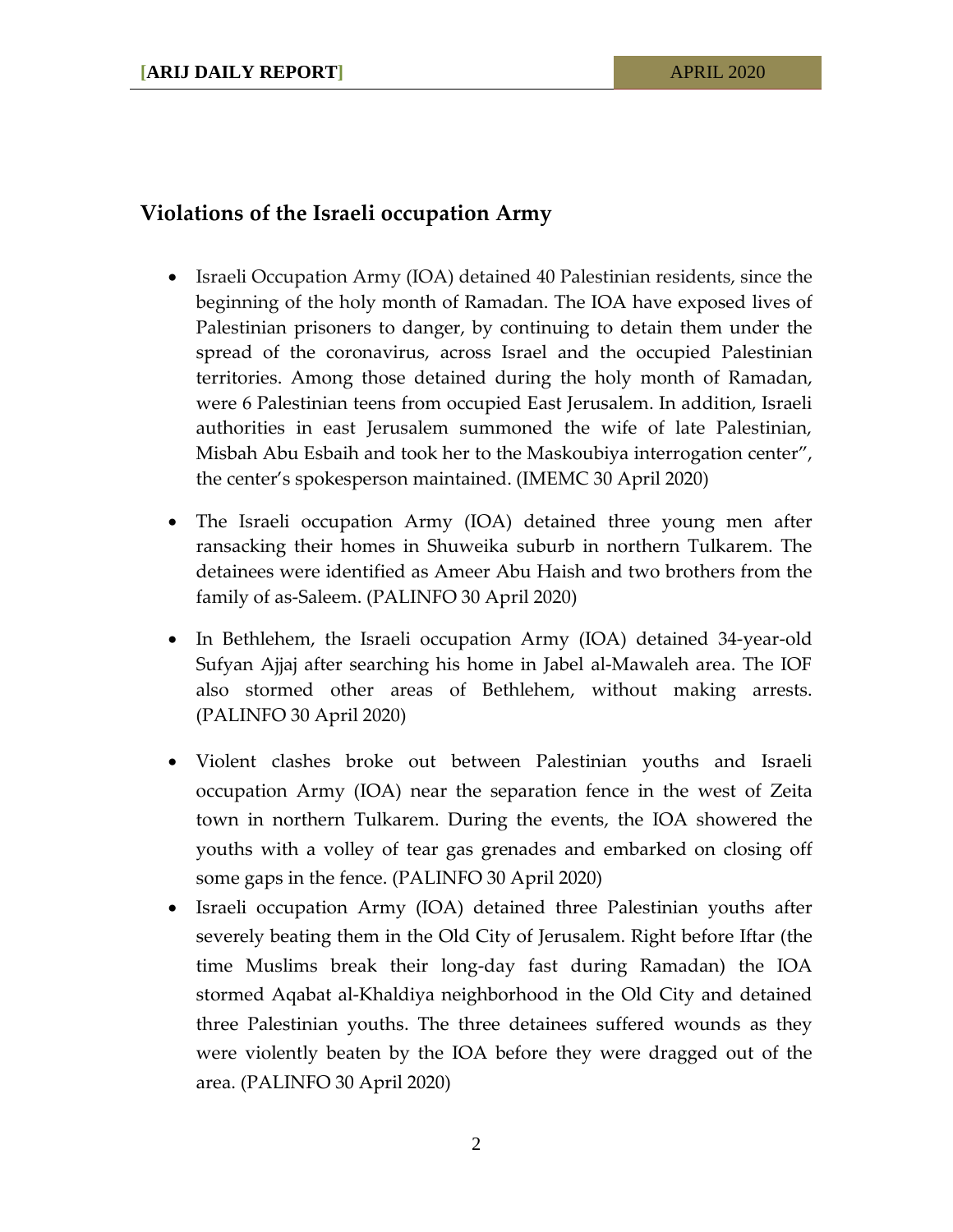## Violations of the Israeli occupation Army

- Israeli Occupation Army (IOA) detained 40 Palestinian residents, since the beginning of the holy month of Ramadan. The IOA have exposed lives of Palestinian prisoners to danger, by continuing to detain them under the spread of the coronavirus, across Israel and the occupied Palestinian territories. Among those detained during the holy month of Ramadan, were 6 Palestinian teens from occupied East Jerusalem. In addition, Israeli authorities in east Jerusalem summoned the wife of late Palestinian, Misbah Abu Esbaih and took her to the Maskoubiya interrogation center", the center's spokesperson maintained. (IMEMC 30 April 2020)

- The Israeli occupation Army (IOA) detained three young men after ransacking their homes in Shuweika suburb in northern Tulkarem. The detainees were identified as Ameer Abu Haish and two brothers from the family of as-Saleem. (PALINFO 30 April 2020)

- In Bethlehem, the Israeli occupation Army (IOA) detained 34-year-old Sufyan Ajjaj after searching his home in Jabel al-Mawaleh area. The IOF also stormed other areas of Bethlehem, without making arrests. (PALINFO 30 April 2020)

- Violent clashes broke out between Palestinian youths and Israeli occupation Army (IOA) near the separation fence in the west of Zeita town in northern Tulkarem. During the events, the IOA showered the youths with a volley of tear gas grenades and embarked on closing off some gaps in the fence. (PALINFO 30 April 2020)
- Israeli occupation Army (IOA) detained three Palestinian youths after severely beating them in the Old City of Jerusalem. Right before Iftar (the time Muslims break their long-day fast during Ramadan) the IOA stormed Aqabat al-Khaldiya neighborhood in the Old City and detained three Palestinian youths. The three detainees suffered wounds as they were violently beaten by the IOA before they were dragged out of the area. (PALINFO 30 April 2020)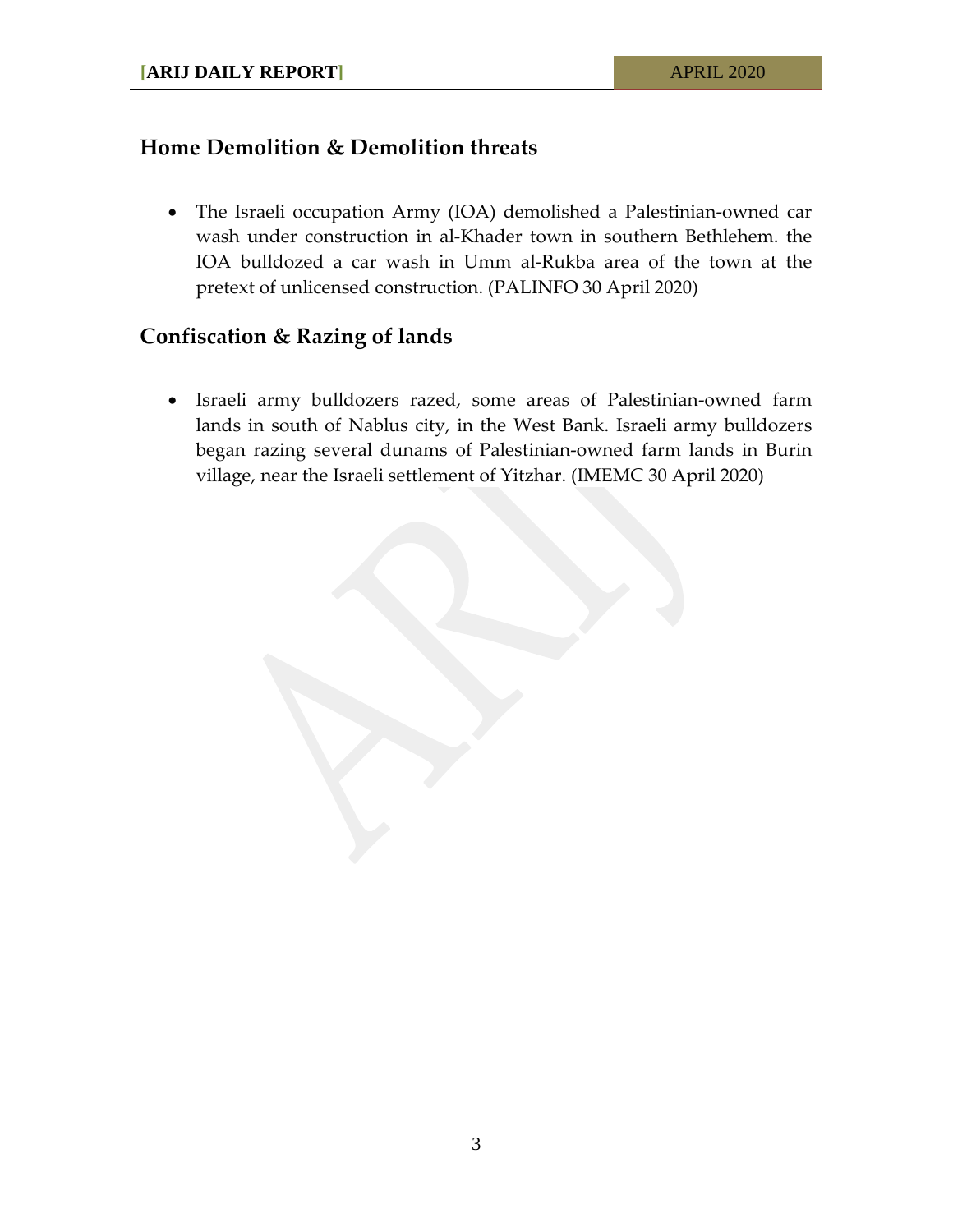## Home Demolition & Demolition threats

- The Israeli occupation Army (IOA) demolished a Palestinian-owned car wash under construction in al-Khader town in southern Bethlehem. the IOA bulldozed a car wash in Umm al-Rukba area of the town at the pretext of unlicensed construction. (PALINFO 30 April 2020)

## Confiscation & Razing of lands

- Israeli army bulldozers razed, some areas of Palestinian-owned farm lands in south of Nablus city, in the West Bank. Israeli army bulldozers began razing several dunams of Palestinian-owned farm lands in Burin village, near the Israeli settlement of Yitzhar. (IMEMC 30 April 2020)